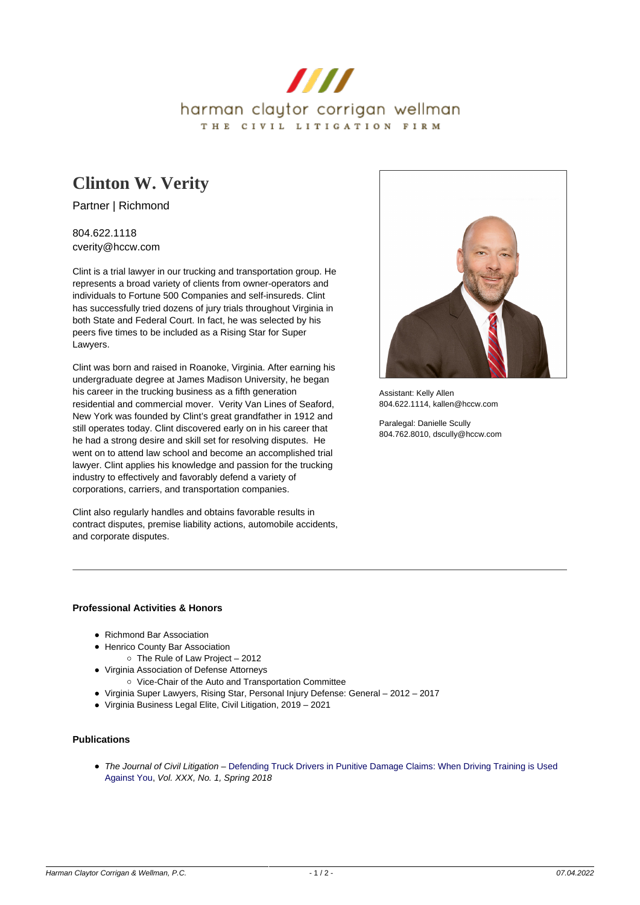harman claytor corrigan wellman

THE CIVIL LITIGATION FIRM

# Clinton W. Verity

Partner | Richmond

804.622.1118
cverity@hccw.com

Clint is a trial lawyer in our trucking and transportation group. He represents a broad variety of clients from owner-operators and individuals to Fortune 500 Companies and self-insureds. Clint has successfully tried dozens of jury trials throughout Virginia in both State and Federal Court. In fact, he was selected by his peers five times to be included as a Rising Star for Super Lawyers.

Clint was born and raised in Roanoke, Virginia. After earning his undergraduate degree at James Madison University, he began his career in the trucking business as a fifth generation residential and commercial mover. Verity Van Lines of Seaford, New York was founded by Clint's great grandfather in 1912 and still operates today. Clint discovered early on in his career that he had a strong desire and skill set for resolving disputes. He went on to attend law school and become an accomplished trial lawyer. Clint applies his knowledge and passion for the trucking industry to effectively and favorably defend a variety of corporations, carriers, and transportation companies.

Clint also regularly handles and obtains favorable results in contract disputes, premise liability actions, automobile accidents, and corporate disputes.

Assistant: Kelly Allen
804.622.1114, kallen@hccw.com

Paralegal: Danielle Scully
804.762.8010, dscully@hccw.com

---

### Professional Activities & Honors

- Richmond Bar Association
- Henrico County Bar Association
  - The Rule of Law Project – 2012
- Virginia Association of Defense Attorneys
  - Vice-Chair of the Auto and Transportation Committee
- Virginia Super Lawyers, Rising Star, Personal Injury Defense: General – 2012 – 2017
- Virginia Business Legal Elite, Civil Litigation, 2019 – 2021

### Publications

- *The Journal of Civil Litigation* – Defending Truck Drivers in Punitive Damage Claims: When Driving Training is Used Against You, *Vol. XXX, No. 1, Spring 2018*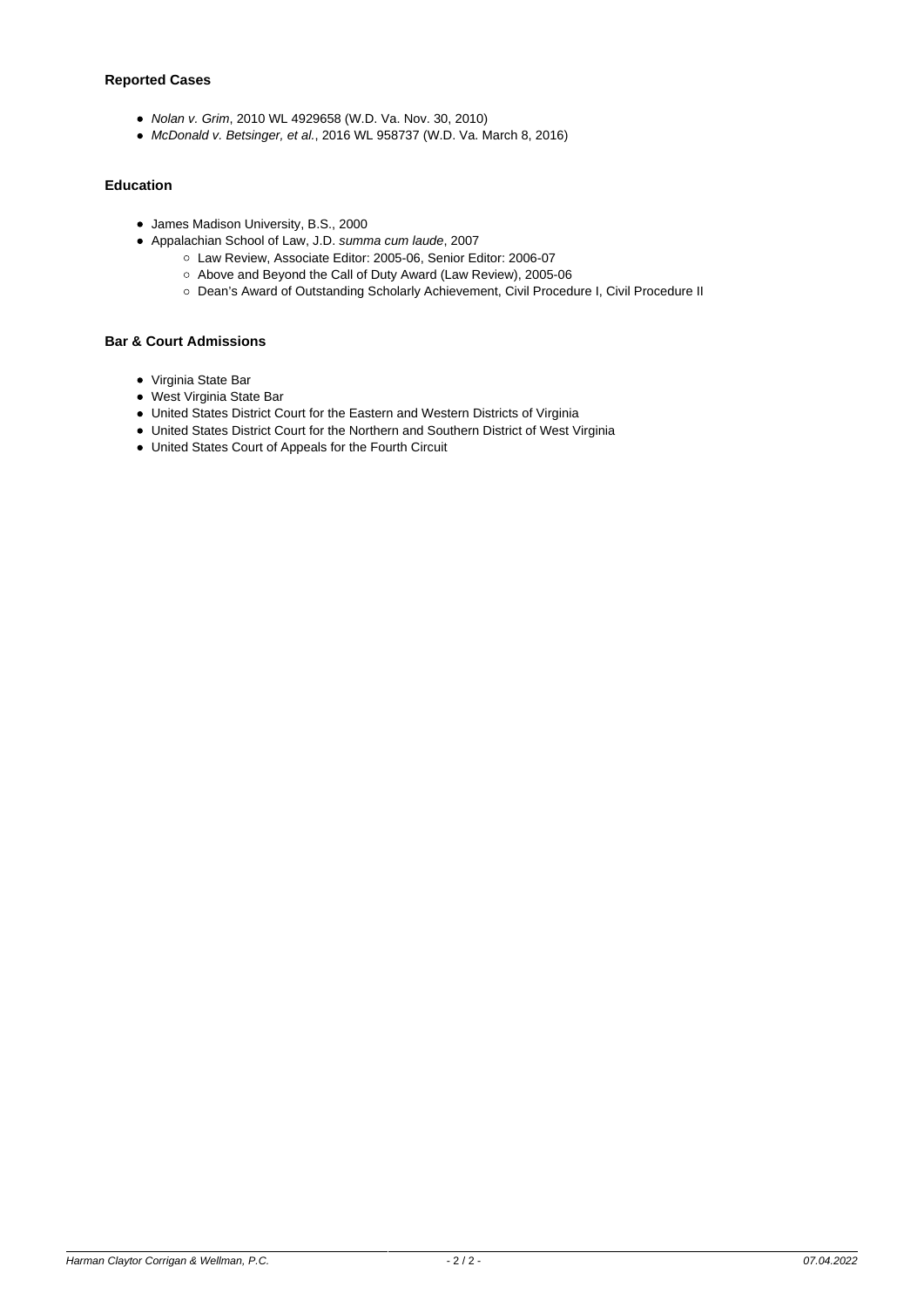### Reported Cases

- *Nolan v. Grim*, 2010 WL 4929658 (W.D. Va. Nov. 30, 2010)
- *McDonald v. Betsinger, et al.*, 2016 WL 958737 (W.D. Va. March 8, 2016)

### Education

- James Madison University, B.S., 2000
- Appalachian School of Law, J.D. *summa cum laude*, 2007
  - Law Review, Associate Editor: 2005-06, Senior Editor: 2006-07
  - Above and Beyond the Call of Duty Award (Law Review), 2005-06
  - Dean's Award of Outstanding Scholarly Achievement, Civil Procedure I, Civil Procedure II

### Bar & Court Admissions

- Virginia State Bar
- West Virginia State Bar
- United States District Court for the Eastern and Western Districts of Virginia
- United States District Court for the Northern and Southern District of West Virginia
- United States Court of Appeals for the Fourth Circuit